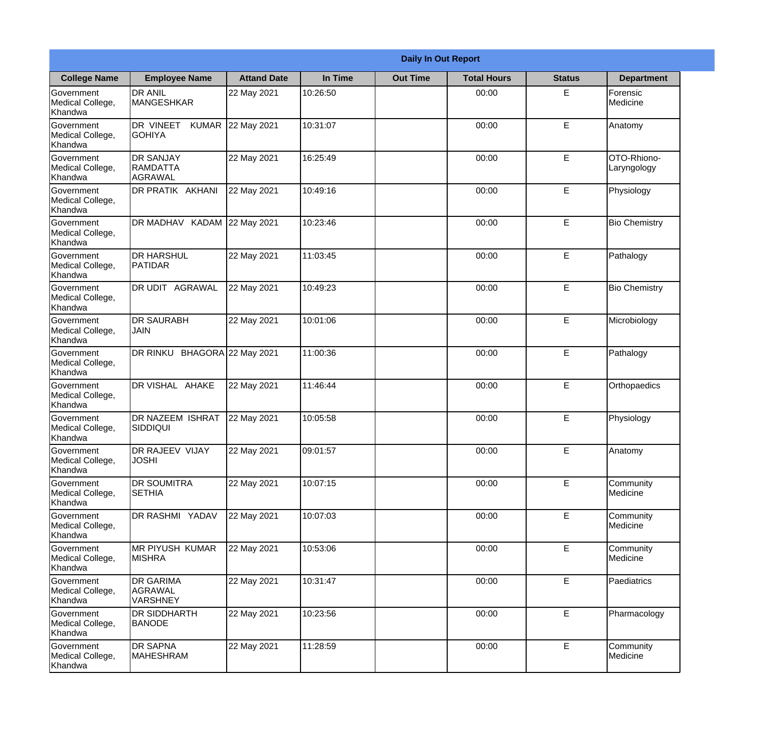| Daily In Out Report | | | | | | | |
|---|---|---|---|---|---|---|---|
| **College Name** | **Employee Name** | **Attand Date** | **In Time** | **Out Time** | **Total Hours** | **Status** | **Department** |
| Government Medical College, Khandwa | DR ANIL MANGESHKAR | 22 May 2021 | 10:26:50 | | 00:00 | E | Forensic Medicine |
| Government Medical College, Khandwa | DR VINEET KUMAR GOHIYA | 22 May 2021 | 10:31:07 | | 00:00 | E | Anatomy |
| Government Medical College, Khandwa | DR SANJAY RAMDATTA AGRAWAL | 22 May 2021 | 16:25:49 | | 00:00 | E | OTO-Rhiono-Laryngology |
| Government Medical College, Khandwa | DR PRATIK AKHANI | 22 May 2021 | 10:49:16 | | 00:00 | E | Physiology |
| Government Medical College, Khandwa | DR MADHAV KADAM | 22 May 2021 | 10:23:46 | | 00:00 | E | Bio Chemistry |
| Government Medical College, Khandwa | DR HARSHUL PATIDAR | 22 May 2021 | 11:03:45 | | 00:00 | E | Pathalogy |
| Government Medical College, Khandwa | DR UDIT AGRAWAL | 22 May 2021 | 10:49:23 | | 00:00 | E | Bio Chemistry |
| Government Medical College, Khandwa | DR SAURABH JAIN | 22 May 2021 | 10:01:06 | | 00:00 | E | Microbiology |
| Government Medical College, Khandwa | DR RINKU BHAGORA | 22 May 2021 | 11:00:36 | | 00:00 | E | Pathalogy |
| Government Medical College, Khandwa | DR VISHAL AHAKE | 22 May 2021 | 11:46:44 | | 00:00 | E | Orthopaedics |
| Government Medical College, Khandwa | DR NAZEEM ISHRAT SIDDIQUI | 22 May 2021 | 10:05:58 | | 00:00 | E | Physiology |
| Government Medical College, Khandwa | DR RAJEEV VIJAY JOSHI | 22 May 2021 | 09:01:57 | | 00:00 | E | Anatomy |
| Government Medical College, Khandwa | DR SOUMITRA SETHIA | 22 May 2021 | 10:07:15 | | 00:00 | E | Community Medicine |
| Government Medical College, Khandwa | DR RASHMI YADAV | 22 May 2021 | 10:07:03 | | 00:00 | E | Community Medicine |
| Government Medical College, Khandwa | MR PIYUSH KUMAR MISHRA | 22 May 2021 | 10:53:06 | | 00:00 | E | Community Medicine |
| Government Medical College, Khandwa | DR GARIMA AGRAWAL VARSHNEY | 22 May 2021 | 10:31:47 | | 00:00 | E | Paediatrics |
| Government Medical College, Khandwa | DR SIDDHARTH BANODE | 22 May 2021 | 10:23:56 | | 00:00 | E | Pharmacology |
| Government Medical College, Khandwa | DR SAPNA MAHESHRAM | 22 May 2021 | 11:28:59 | | 00:00 | E | Community Medicine |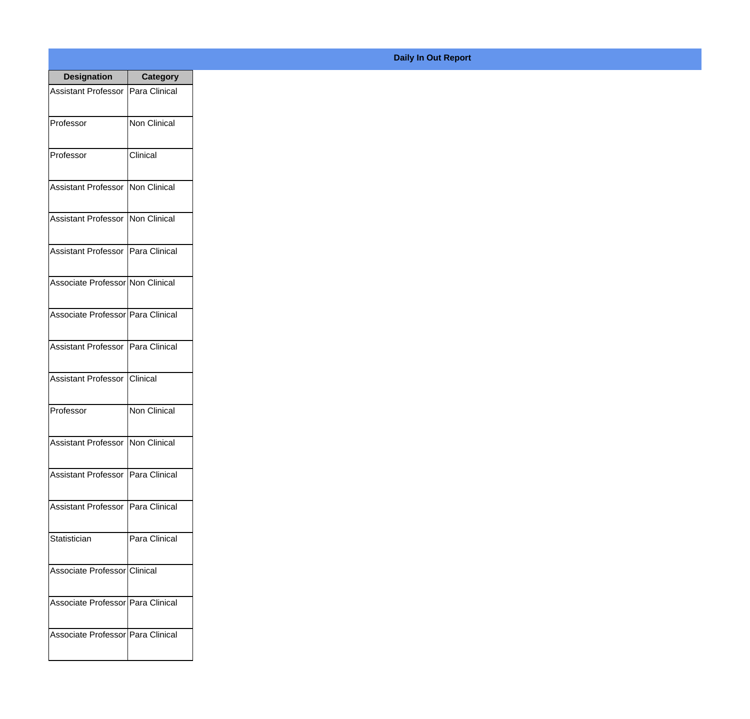**Daily In Out Report**

| Designation | Category |
|---|---|
| Assistant Professor | Para Clinical |
| Professor | Non Clinical |
| Professor | Clinical |
| Assistant Professor | Non Clinical |
| Assistant Professor | Non Clinical |
| Assistant Professor | Para Clinical |
| Associate Professor | Non Clinical |
| Associate Professor | Para Clinical |
| Assistant Professor | Para Clinical |
| Assistant Professor | Clinical |
| Professor | Non Clinical |
| Assistant Professor | Non Clinical |
| Assistant Professor | Para Clinical |
| Assistant Professor | Para Clinical |
| Statistician | Para Clinical |
| Associate Professor | Clinical |
| Associate Professor | Para Clinical |
| Associate Professor | Para Clinical |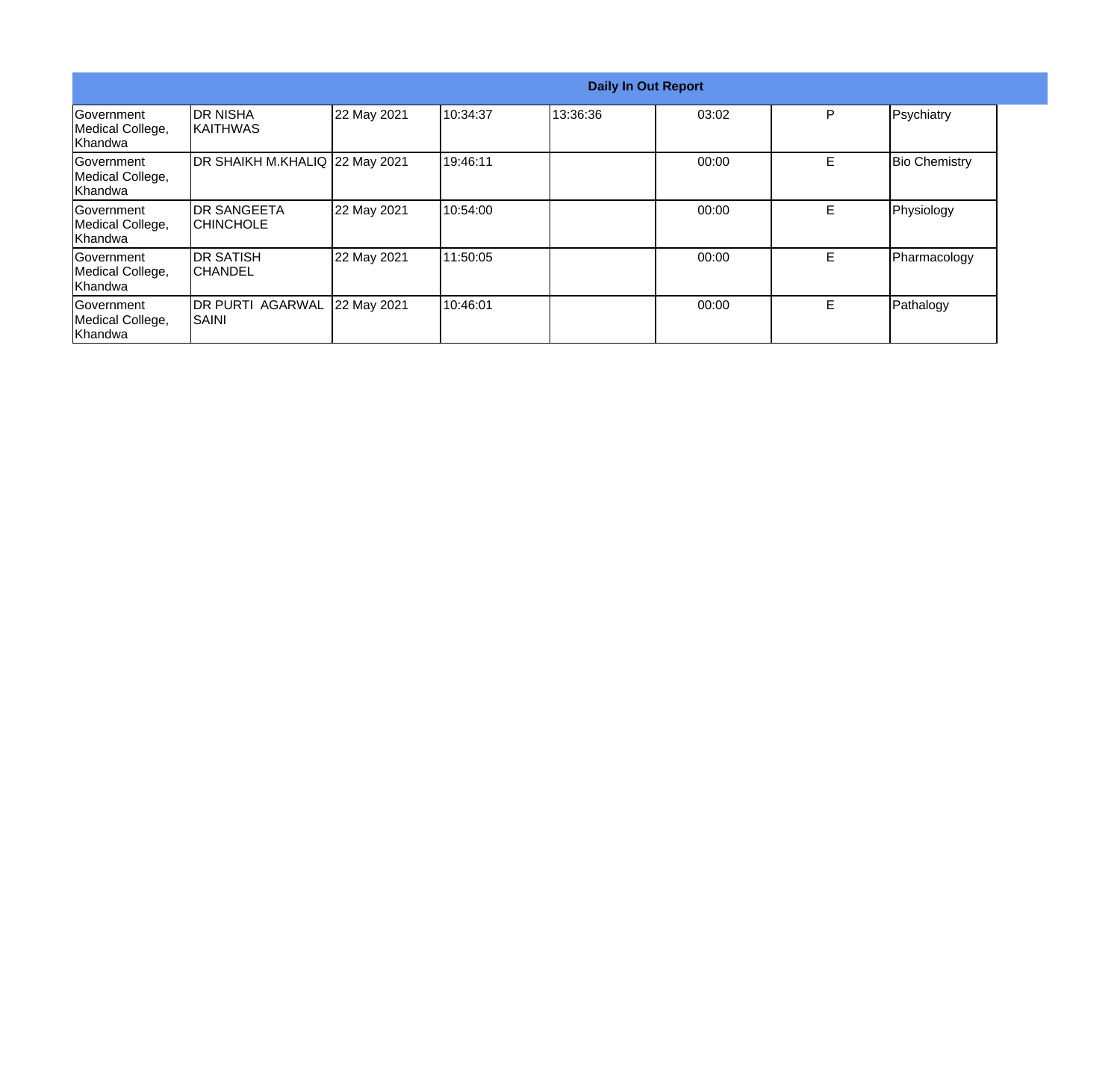| Daily In Out Report | | | | | | | |
|---|---|---|---|---|---|---|---|
| Government Medical College, Khandwa | DR NISHA KAITHWAS | 22 May 2021 | 10:34:37 | 13:36:36 | 03:02 | P | Psychiatry |
| Government Medical College, Khandwa | DR SHAIKH M.KHALIQ | 22 May 2021 | 19:46:11 | | 00:00 | E | Bio Chemistry |
| Government Medical College, Khandwa | DR SANGEETA CHINCHOLE | 22 May 2021 | 10:54:00 | | 00:00 | E | Physiology |
| Government Medical College, Khandwa | DR SATISH CHANDEL | 22 May 2021 | 11:50:05 | | 00:00 | E | Pharmacology |
| Government Medical College, Khandwa | DR PURTI AGARWAL SAINI | 22 May 2021 | 10:46:01 | | 00:00 | E | Pathalogy |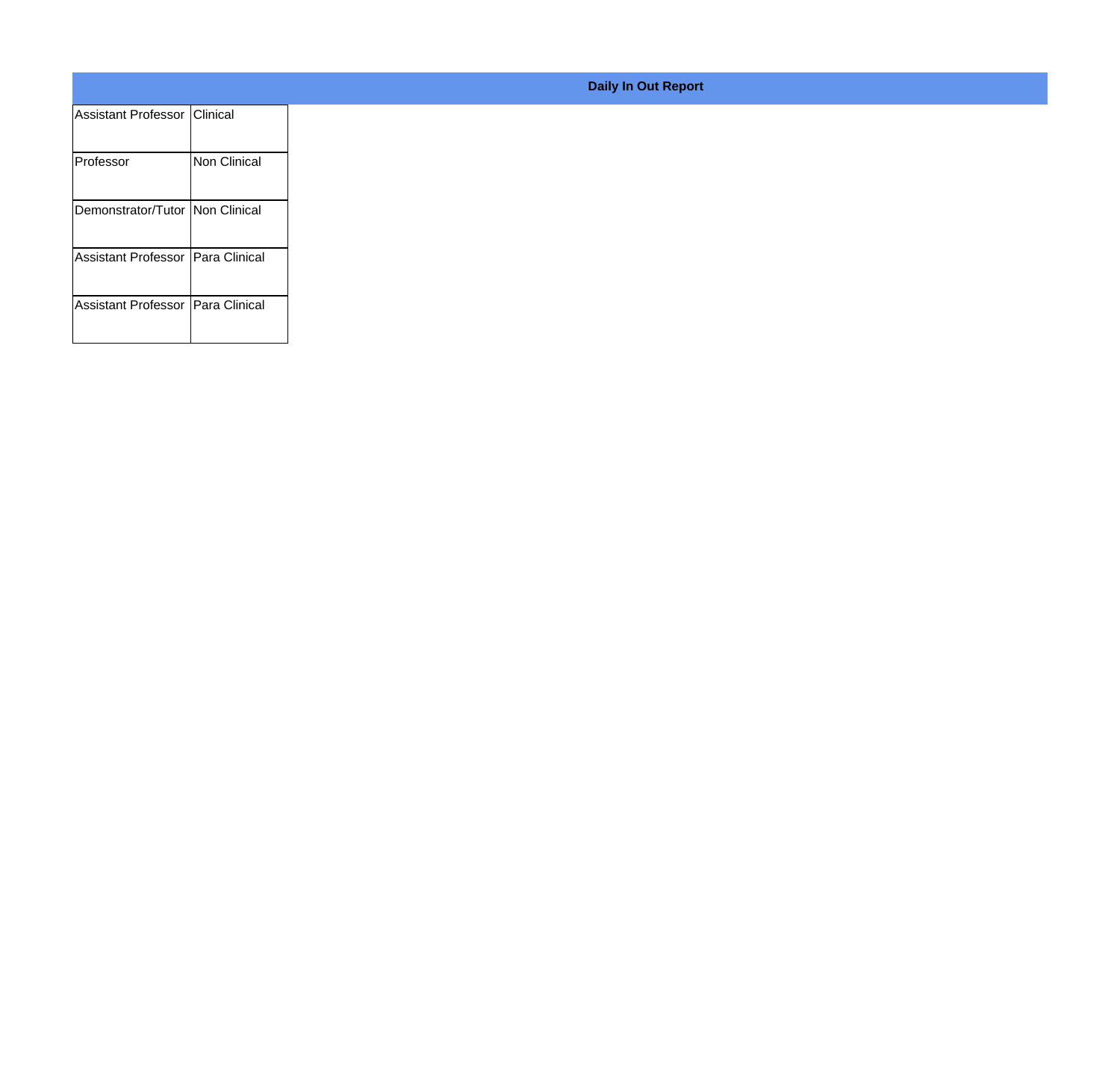**Daily In Out Report**

| | |
|---|---|
| Assistant Professor | Clinical |
| Professor | Non Clinical |
| Demonstrator/Tutor | Non Clinical |
| Assistant Professor | Para Clinical |
| Assistant Professor | Para Clinical |